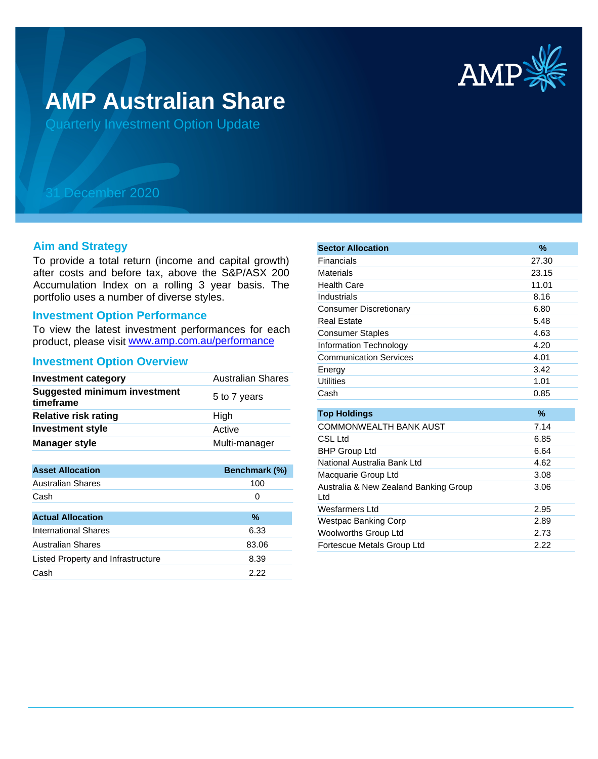# AMP Australian Share

Quarterly Investment Option Update

31 December 2020

## Aim and Strategy

To provide a total return (income and capital growth) after costs and before tax, above the S&P/ASX 200 Accumulation Index on a rolling 3 year basis. The portfolio uses a number of diverse styles.

## Investment Option Performance

To view the latest investment performances for each product, please visit [www.amp.com.au/performance](www.amp.com.au/performance)

## Investment Option Overview

| | |
|---|---|
| **Investment category** | Australian Shares |
| **Suggested minimum investment timeframe** | 5 to 7 years |
| **Relative risk rating** | High |
| **Investment style** | Active |
| **Manager style** | Multi-manager |

| Asset Allocation | Benchmark (%) |
|---|---|
| Australian Shares | 100 |
| Cash | 0 |

| Actual Allocation | % |
|---|---|
| International Shares | 6.33 |
| Australian Shares | 83.06 |
| Listed Property and Infrastructure | 8.39 |
| Cash | 2.22 |

| Sector Allocation | % |
|---|---|
| Financials | 27.30 |
| Materials | 23.15 |
| Health Care | 11.01 |
| Industrials | 8.16 |
| Consumer Discretionary | 6.80 |
| Real Estate | 5.48 |
| Consumer Staples | 4.63 |
| Information Technology | 4.20 |
| Communication Services | 4.01 |
| Energy | 3.42 |
| Utilities | 1.01 |
| Cash | 0.85 |

| Top Holdings | % |
|---|---|
| COMMONWEALTH BANK AUST | 7.14 |
| CSL Ltd | 6.85 |
| BHP Group Ltd | 6.64 |
| National Australia Bank Ltd | 4.62 |
| Macquarie Group Ltd | 3.08 |
| Australia & New Zealand Banking Group Ltd | 3.06 |
| Wesfarmers Ltd | 2.95 |
| Westpac Banking Corp | 2.89 |
| Woolworths Group Ltd | 2.73 |
| Fortescue Metals Group Ltd | 2.22 |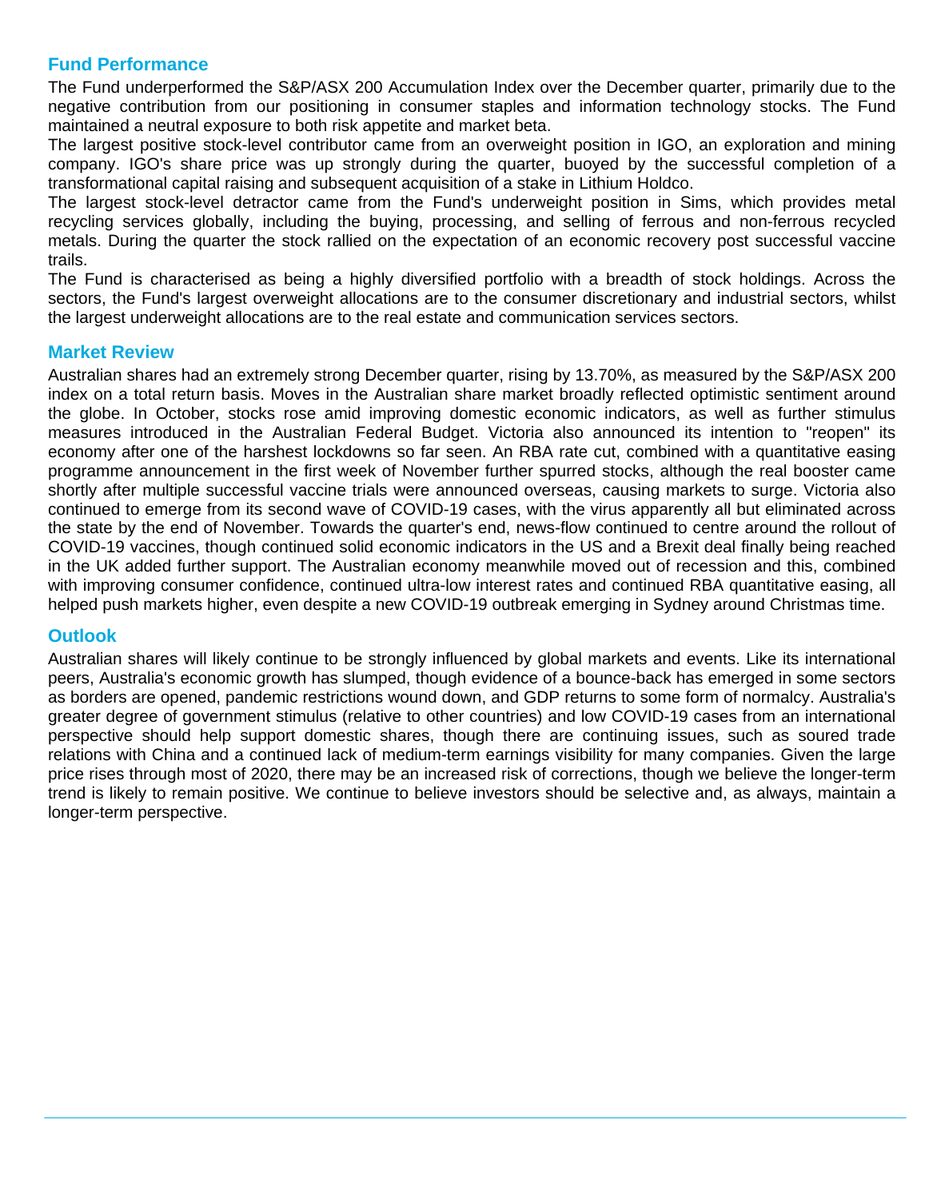## Fund Performance

The Fund underperformed the S&P/ASX 200 Accumulation Index over the December quarter, primarily due to the negative contribution from our positioning in consumer staples and information technology stocks. The Fund maintained a neutral exposure to both risk appetite and market beta.

The largest positive stock-level contributor came from an overweight position in IGO, an exploration and mining company. IGO's share price was up strongly during the quarter, buoyed by the successful completion of a transformational capital raising and subsequent acquisition of a stake in Lithium Holdco.

The largest stock-level detractor came from the Fund's underweight position in Sims, which provides metal recycling services globally, including the buying, processing, and selling of ferrous and non-ferrous recycled metals. During the quarter the stock rallied on the expectation of an economic recovery post successful vaccine trails.

The Fund is characterised as being a highly diversified portfolio with a breadth of stock holdings. Across the sectors, the Fund's largest overweight allocations are to the consumer discretionary and industrial sectors, whilst the largest underweight allocations are to the real estate and communication services sectors.

## Market Review

Australian shares had an extremely strong December quarter, rising by 13.70%, as measured by the S&P/ASX 200 index on a total return basis. Moves in the Australian share market broadly reflected optimistic sentiment around the globe. In October, stocks rose amid improving domestic economic indicators, as well as further stimulus measures introduced in the Australian Federal Budget. Victoria also announced its intention to "reopen" its economy after one of the harshest lockdowns so far seen. An RBA rate cut, combined with a quantitative easing programme announcement in the first week of November further spurred stocks, although the real booster came shortly after multiple successful vaccine trials were announced overseas, causing markets to surge. Victoria also continued to emerge from its second wave of COVID-19 cases, with the virus apparently all but eliminated across the state by the end of November. Towards the quarter's end, news-flow continued to centre around the rollout of COVID-19 vaccines, though continued solid economic indicators in the US and a Brexit deal finally being reached in the UK added further support. The Australian economy meanwhile moved out of recession and this, combined with improving consumer confidence, continued ultra-low interest rates and continued RBA quantitative easing, all helped push markets higher, even despite a new COVID-19 outbreak emerging in Sydney around Christmas time.

## Outlook

Australian shares will likely continue to be strongly influenced by global markets and events. Like its international peers, Australia's economic growth has slumped, though evidence of a bounce-back has emerged in some sectors as borders are opened, pandemic restrictions wound down, and GDP returns to some form of normalcy. Australia's greater degree of government stimulus (relative to other countries) and low COVID-19 cases from an international perspective should help support domestic shares, though there are continuing issues, such as soured trade relations with China and a continued lack of medium-term earnings visibility for many companies. Given the large price rises through most of 2020, there may be an increased risk of corrections, though we believe the longer-term trend is likely to remain positive. We continue to believe investors should be selective and, as always, maintain a longer-term perspective.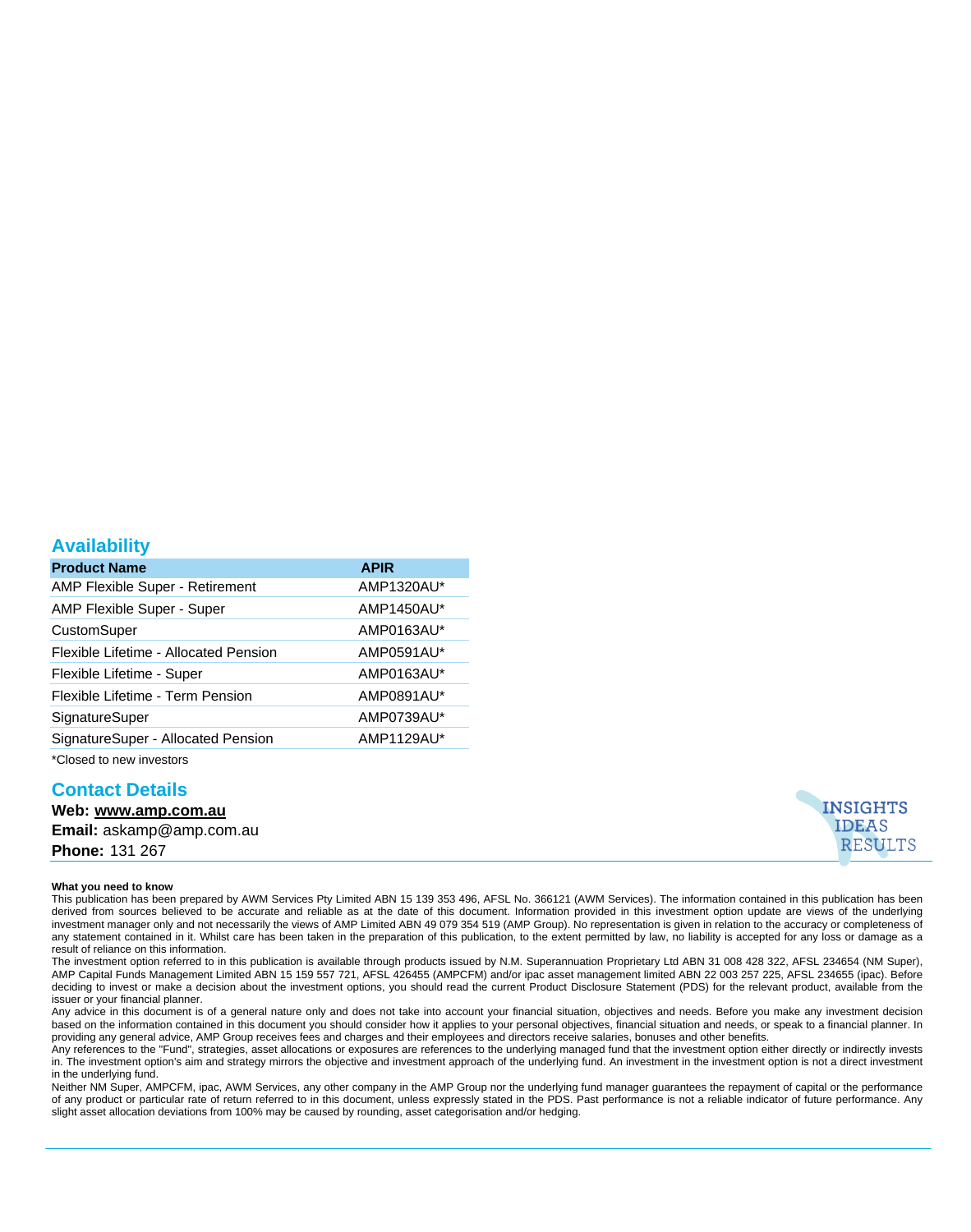## Availability

| Product Name | APIR |
|---|---|
| AMP Flexible Super - Retirement | AMP1320AU* |
| AMP Flexible Super - Super | AMP1450AU* |
| CustomSuper | AMP0163AU* |
| Flexible Lifetime - Allocated Pension | AMP0591AU* |
| Flexible Lifetime - Super | AMP0163AU* |
| Flexible Lifetime - Term Pension | AMP0891AU* |
| SignatureSuper | AMP0739AU* |
| SignatureSuper - Allocated Pension | AMP1129AU* |

*Closed to new investors

## Contact Details

**Web:** **www.amp.com.au**
**Email:** askamp@amp.com.au
**Phone:** 131 267

INSIGHTS
IDEAS
RESULTS

**What you need to know**

This publication has been prepared by AWM Services Pty Limited ABN 15 139 353 496, AFSL No. 366121 (AWM Services). The information contained in this publication has been derived from sources believed to be accurate and reliable as at the date of this document. Information provided in this investment option update are views of the underlying investment manager only and not necessarily the views of AMP Limited ABN 49 079 354 519 (AMP Group). No representation is given in relation to the accuracy or completeness of any statement contained in it. Whilst care has been taken in the preparation of this publication, to the extent permitted by law, no liability is accepted for any loss or damage as a result of reliance on this information.

The investment option referred to in this publication is available through products issued by N.M. Superannuation Proprietary Ltd ABN 31 008 428 322, AFSL 234654 (NM Super), AMP Capital Funds Management Limited ABN 15 159 557 721, AFSL 426455 (AMPCFM) and/or ipac asset management limited ABN 22 003 257 225, AFSL 234655 (ipac). Before deciding to invest or make a decision about the investment options, you should read the current Product Disclosure Statement (PDS) for the relevant product, available from the issuer or your financial planner.

Any advice in this document is of a general nature only and does not take into account your financial situation, objectives and needs. Before you make any investment decision based on the information contained in this document you should consider how it applies to your personal objectives, financial situation and needs, or speak to a financial planner. In providing any general advice, AMP Group receives fees and charges and their employees and directors receive salaries, bonuses and other benefits.

Any references to the "Fund", strategies, asset allocations or exposures are references to the underlying managed fund that the investment option either directly or indirectly invests in. The investment option's aim and strategy mirrors the objective and investment approach of the underlying fund. An investment in the investment option is not a direct investment in the underlying fund.

Neither NM Super, AMPCFM, ipac, AWM Services, any other company in the AMP Group nor the underlying fund manager guarantees the repayment of capital or the performance of any product or particular rate of return referred to in this document, unless expressly stated in the PDS. Past performance is not a reliable indicator of future performance. Any slight asset allocation deviations from 100% may be caused by rounding, asset categorisation and/or hedging.